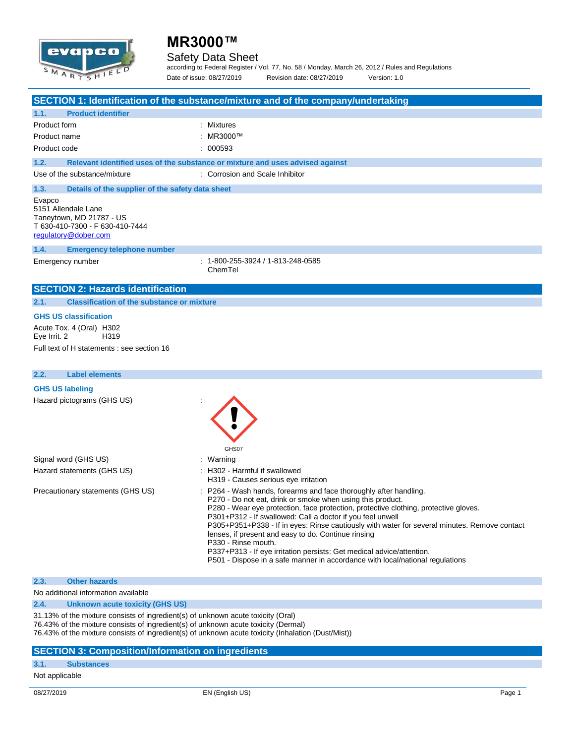# MR3000™

## Safety Data Sheet

according to Federal Register / Vol. 77, No. 58 / Monday, March 26, 2012 / Rules and Regulations

Date of issue: 08/27/2019 Revision date: 08/27/2019 Version: 1.0

## SECTION 1: Identification of the substance/mixture and of the company/undertaking

### 1.1. Product identifier

| | |
|---|---|
| Product form | : Mixtures |
| Product name | : MR3000™ |
| Product code | : 000593 |

### 1.2. Relevant identified uses of the substance or mixture and uses advised against

| | |
|---|---|
| Use of the substance/mixture | : Corrosion and Scale Inhibitor |

### 1.3. Details of the supplier of the safety data sheet

Evapco
5151 Allendale Lane
Taneytown, MD 21787 - US
T 630-410-7300 - F 630-410-7444
regulatory@dober.com

### 1.4. Emergency telephone number

| | |
|---|---|
| Emergency number | : 1-800-255-3924 / 1-813-248-0585 ChemTel |

## SECTION 2: Hazards identification

### 2.1. Classification of the substance or mixture

**GHS US classification**

Acute Tox. 4 (Oral) H302
Eye Irrit. 2 H319

Full text of H statements : see section 16

### 2.2. Label elements

**GHS US labeling**

Hazard pictograms (GHS US) :

GHS07

Signal word (GHS US) : Warning

Hazard statements (GHS US) :
H302 - Harmful if swallowed
H319 - Causes serious eye irritation

Precautionary statements (GHS US) :
P264 - Wash hands, forearms and face thoroughly after handling.
P270 - Do not eat, drink or smoke when using this product.
P280 - Wear eye protection, face protection, protective clothing, protective gloves.
P301+P312 - If swallowed: Call a doctor if you feel unwell
P305+P351+P338 - If in eyes: Rinse cautiously with water for several minutes. Remove contact lenses, if present and easy to do. Continue rinsing
P330 - Rinse mouth.
P337+P313 - If eye irritation persists: Get medical advice/attention.
P501 - Dispose in a safe manner in accordance with local/national regulations

### 2.3. Other hazards

No additional information available

### 2.4. Unknown acute toxicity (GHS US)

31.13% of the mixture consists of ingredient(s) of unknown acute toxicity (Oral)
76.43% of the mixture consists of ingredient(s) of unknown acute toxicity (Dermal)
76.43% of the mixture consists of ingredient(s) of unknown acute toxicity (Inhalation (Dust/Mist))

## SECTION 3: Composition/Information on ingredients

### 3.1. Substances

Not applicable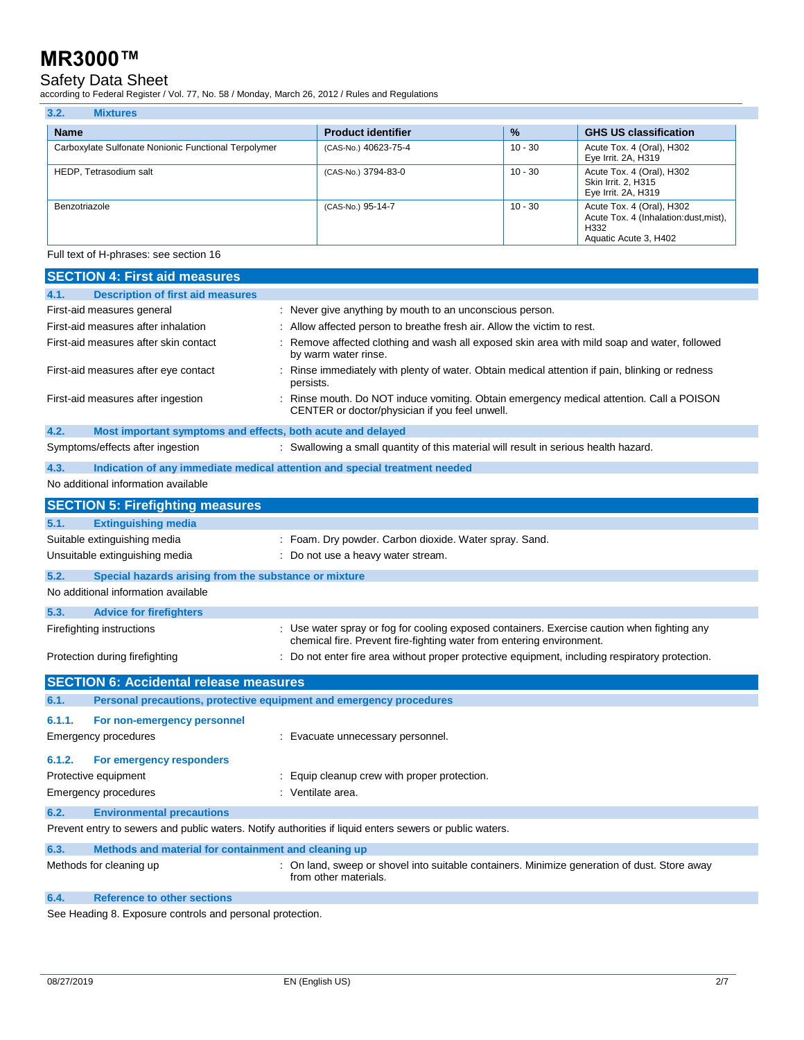### 3.2. Mixtures

| Name | Product identifier | % | GHS US classification |
|---|---|---|---|
| Carboxylate Sulfonate Nonionic Functional Terpolymer | (CAS-No.) 40623-75-4 | 10 - 30 | Acute Tox. 4 (Oral), H302<br>Eye Irrit. 2A, H319 |
| HEDP, Tetrasodium salt | (CAS-No.) 3794-83-0 | 10 - 30 | Acute Tox. 4 (Oral), H302<br>Skin Irrit. 2, H315<br>Eye Irrit. 2A, H319 |
| Benzotriazole | (CAS-No.) 95-14-7 | 10 - 30 | Acute Tox. 4 (Oral), H302<br>Acute Tox. 4 (Inhalation:dust,mist), H332<br>Aquatic Acute 3, H402 |

Full text of H-phrases: see section 16

## SECTION 4: First aid measures

### 4.1. Description of first aid measures

First-aid measures general : Never give anything by mouth to an unconscious person.

First-aid measures after inhalation : Allow affected person to breathe fresh air. Allow the victim to rest.

First-aid measures after skin contact : Remove affected clothing and wash all exposed skin area with mild soap and water, followed by warm water rinse.

First-aid measures after eye contact : Rinse immediately with plenty of water. Obtain medical attention if pain, blinking or redness persists.

First-aid measures after ingestion : Rinse mouth. Do NOT induce vomiting. Obtain emergency medical attention. Call a POISON CENTER or doctor/physician if you feel unwell.

### 4.2. Most important symptoms and effects, both acute and delayed

Symptoms/effects after ingestion : Swallowing a small quantity of this material will result in serious health hazard.

### 4.3. Indication of any immediate medical attention and special treatment needed

No additional information available

## SECTION 5: Firefighting measures

### 5.1. Extinguishing media

Suitable extinguishing media : Foam. Dry powder. Carbon dioxide. Water spray. Sand.

Unsuitable extinguishing media : Do not use a heavy water stream.

### 5.2. Special hazards arising from the substance or mixture

No additional information available

### 5.3. Advice for firefighters

Firefighting instructions : Use water spray or fog for cooling exposed containers. Exercise caution when fighting any chemical fire. Prevent fire-fighting water from entering environment.

Protection during firefighting : Do not enter fire area without proper protective equipment, including respiratory protection.

## SECTION 6: Accidental release measures

### 6.1. Personal precautions, protective equipment and emergency procedures

#### 6.1.1. For non-emergency personnel

Emergency procedures : Evacuate unnecessary personnel.

#### 6.1.2. For emergency responders

Protective equipment : Equip cleanup crew with proper protection.

Emergency procedures : Ventilate area.

### 6.2. Environmental precautions

Prevent entry to sewers and public waters. Notify authorities if liquid enters sewers or public waters.

### 6.3. Methods and material for containment and cleaning up

Methods for cleaning up : On land, sweep or shovel into suitable containers. Minimize generation of dust. Store away from other materials.

### 6.4. Reference to other sections

See Heading 8. Exposure controls and personal protection.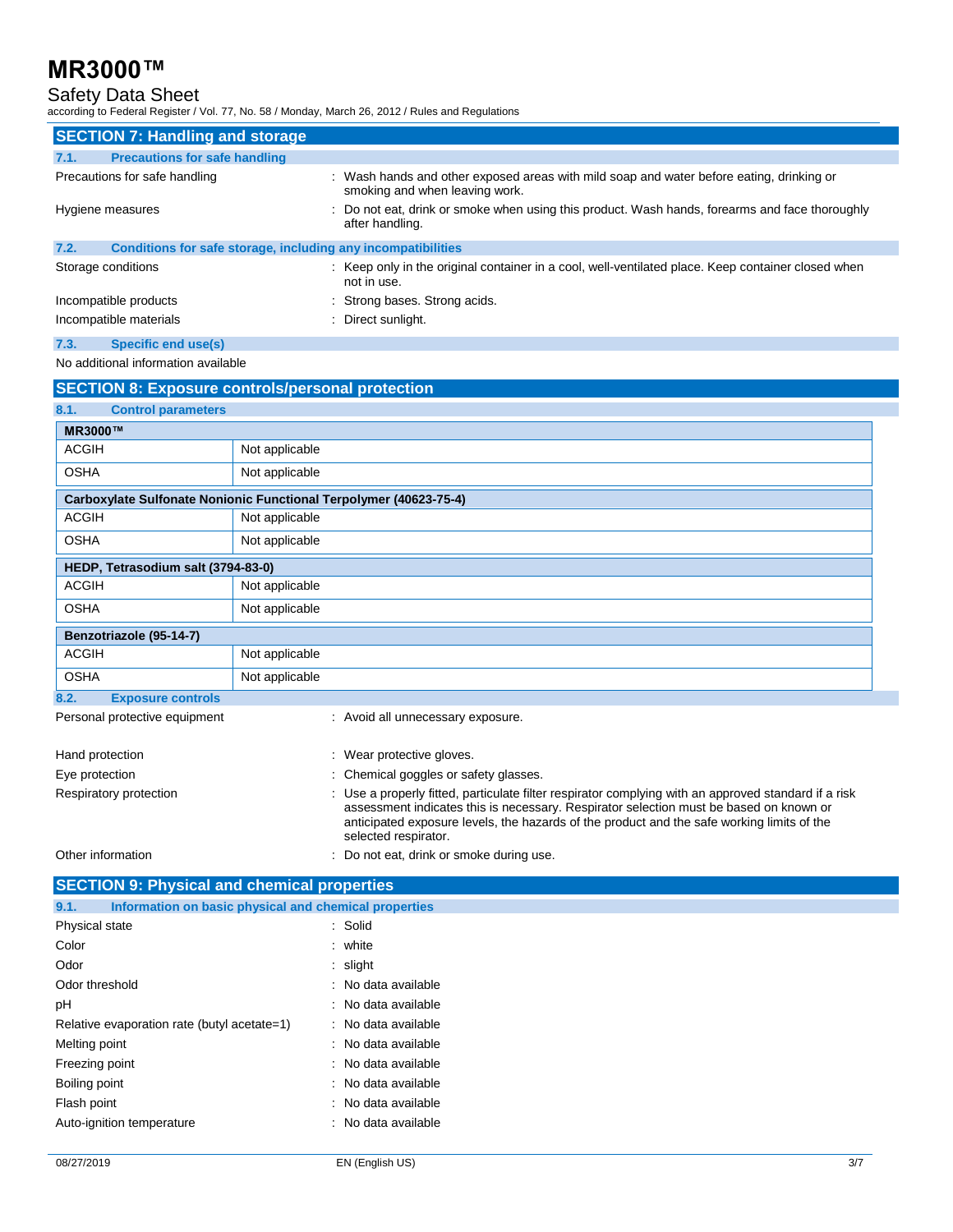## SECTION 7: Handling and storage

### 7.1. Precautions for safe handling

Precautions for safe handling : Wash hands and other exposed areas with mild soap and water before eating, drinking or smoking and when leaving work.

Hygiene measures : Do not eat, drink or smoke when using this product. Wash hands, forearms and face thoroughly after handling.

### 7.2. Conditions for safe storage, including any incompatibilities

Storage conditions : Keep only in the original container in a cool, well-ventilated place. Keep container closed when not in use.

Incompatible products : Strong bases. Strong acids.

Incompatible materials : Direct sunlight.

### 7.3. Specific end use(s)

No additional information available

## SECTION 8: Exposure controls/personal protection

### 8.1. Control parameters

| **MR3000™** | |
|---|---|
| ACGIH | Not applicable |
| OSHA | Not applicable |

| **Carboxylate Sulfonate Nonionic Functional Terpolymer (40623-75-4)** | |
|---|---|
| ACGIH | Not applicable |
| OSHA | Not applicable |

| **HEDP, Tetrasodium salt (3794-83-0)** | |
|---|---|
| ACGIH | Not applicable |
| OSHA | Not applicable |

| **Benzotriazole (95-14-7)** | |
|---|---|
| ACGIH | Not applicable |
| OSHA | Not applicable |

### 8.2. Exposure controls

Personal protective equipment : Avoid all unnecessary exposure.

Hand protection : Wear protective gloves.

Eye protection : Chemical goggles or safety glasses.

Respiratory protection : Use a properly fitted, particulate filter respirator complying with an approved standard if a risk assessment indicates this is necessary. Respirator selection must be based on known or anticipated exposure levels, the hazards of the product and the safe working limits of the selected respirator.

Other information : Do not eat, drink or smoke during use.

## SECTION 9: Physical and chemical properties

### 9.1. Information on basic physical and chemical properties

Physical state : Solid

Color : white

Odor : slight

Odor threshold : No data available

pH : No data available

Relative evaporation rate (butyl acetate=1) : No data available

Melting point : No data available

Freezing point : No data available

Boiling point : No data available

Flash point : No data available

Auto-ignition temperature : No data available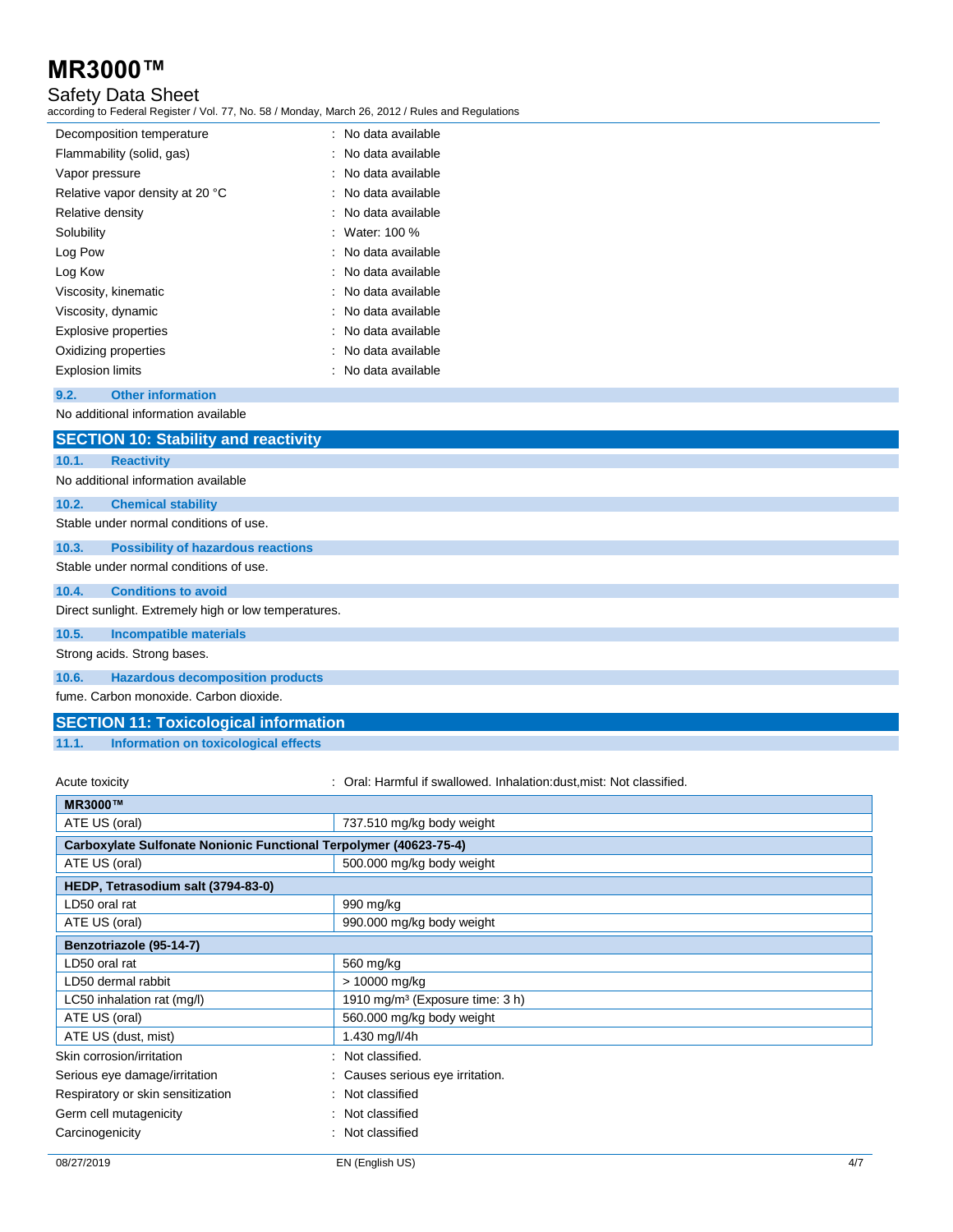| | |
|---|---|
| Decomposition temperature | : No data available |
| Flammability (solid, gas) | : No data available |
| Vapor pressure | : No data available |
| Relative vapor density at 20 °C | : No data available |
| Relative density | : No data available |
| Solubility | : Water: 100 % |
| Log Pow | : No data available |
| Log Kow | : No data available |
| Viscosity, kinematic | : No data available |
| Viscosity, dynamic | : No data available |
| Explosive properties | : No data available |
| Oxidizing properties | : No data available |
| Explosion limits | : No data available |

### 9.2. Other information

No additional information available

## SECTION 10: Stability and reactivity

### 10.1. Reactivity

No additional information available

### 10.2. Chemical stability

Stable under normal conditions of use.

### 10.3. Possibility of hazardous reactions

Stable under normal conditions of use.

### 10.4. Conditions to avoid

Direct sunlight. Extremely high or low temperatures.

### 10.5. Incompatible materials

Strong acids. Strong bases.

### 10.6. Hazardous decomposition products

fume. Carbon monoxide. Carbon dioxide.

## SECTION 11: Toxicological information

### 11.1. Information on toxicological effects

Acute toxicity : Oral: Harmful if swallowed. Inhalation:dust,mist: Not classified.

| **MR3000™** | |
|---|---|
| ATE US (oral) | 737.510 mg/kg body weight |
| **Carboxylate Sulfonate Nonionic Functional Terpolymer (40623-75-4)** | |
| ATE US (oral) | 500.000 mg/kg body weight |
| **HEDP, Tetrasodium salt (3794-83-0)** | |
| LD50 oral rat | 990 mg/kg |
| ATE US (oral) | 990.000 mg/kg body weight |
| **Benzotriazole (95-14-7)** | |
| LD50 oral rat | 560 mg/kg |
| LD50 dermal rabbit | > 10000 mg/kg |
| LC50 inhalation rat (mg/l) | 1910 mg/m³ (Exposure time: 3 h) |
| ATE US (oral) | 560.000 mg/kg body weight |
| ATE US (dust, mist) | 1.430 mg/l/4h |

| | |
|---|---|
| Skin corrosion/irritation | : Not classified. |
| Serious eye damage/irritation | : Causes serious eye irritation. |
| Respiratory or skin sensitization | : Not classified |
| Germ cell mutagenicity | : Not classified |
| Carcinogenicity | : Not classified |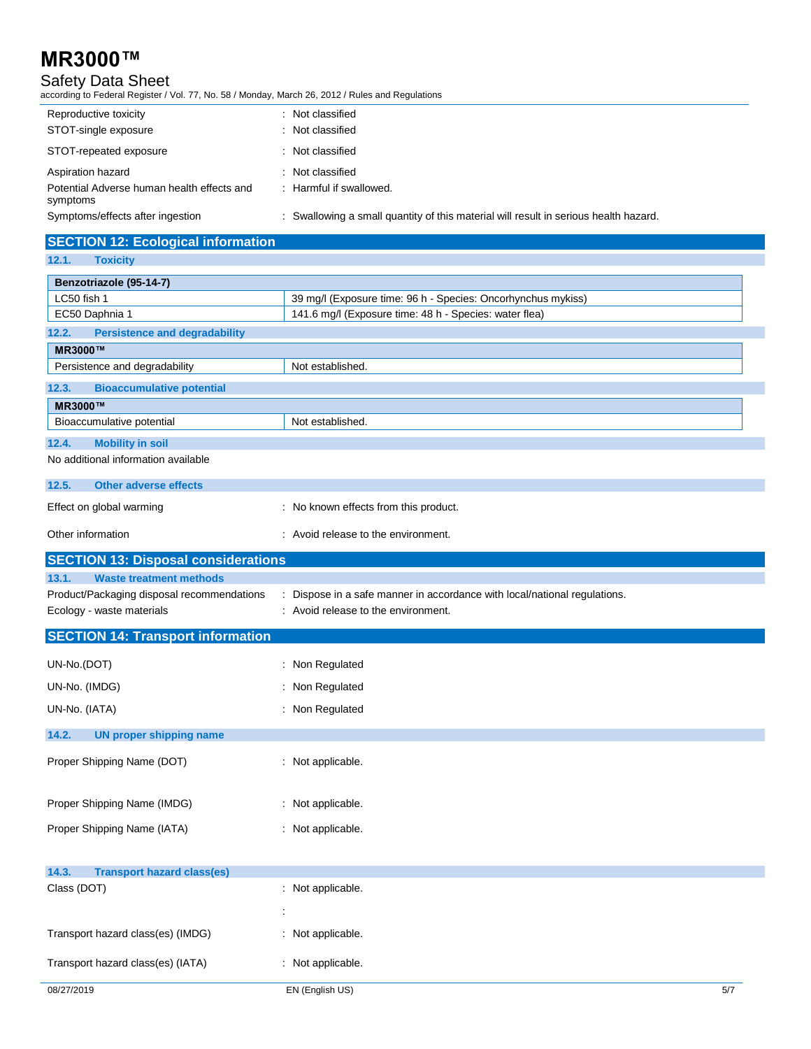| | |
|---|---|
| Reproductive toxicity | : Not classified |
| STOT-single exposure | : Not classified |
| STOT-repeated exposure | : Not classified |
| Aspiration hazard | : Not classified |
| Potential Adverse human health effects and symptoms | : Harmful if swallowed. |
| Symptoms/effects after ingestion | : Swallowing a small quantity of this material will result in serious health hazard. |

## SECTION 12: Ecological information

### 12.1. Toxicity

| Benzotriazole (95-14-7) | |
|---|---|
| LC50 fish 1 | 39 mg/l (Exposure time: 96 h - Species: Oncorhynchus mykiss) |
| EC50 Daphnia 1 | 141.6 mg/l (Exposure time: 48 h - Species: water flea) |

### 12.2. Persistence and degradability

| MR3000™ | |
|---|---|
| Persistence and degradability | Not established. |

### 12.3. Bioaccumulative potential

| MR3000™ | |
|---|---|
| Bioaccumulative potential | Not established. |

### 12.4. Mobility in soil

No additional information available

### 12.5. Other adverse effects

| | |
|---|---|
| Effect on global warming | : No known effects from this product. |
| Other information | : Avoid release to the environment. |

## SECTION 13: Disposal considerations

### 13.1. Waste treatment methods

| | |
|---|---|
| Product/Packaging disposal recommendations | : Dispose in a safe manner in accordance with local/national regulations. |
| Ecology - waste materials | : Avoid release to the environment. |

## SECTION 14: Transport information

| | |
|---|---|
| UN-No.(DOT) | : Non Regulated |
| UN-No. (IMDG) | : Non Regulated |
| UN-No. (IATA) | : Non Regulated |

### 14.2. UN proper shipping name

| | |
|---|---|
| Proper Shipping Name (DOT) | : Not applicable. |
| Proper Shipping Name (IMDG) | : Not applicable. |
| Proper Shipping Name (IATA) | : Not applicable. |

### 14.3. Transport hazard class(es)

| | |
|---|---|
| Class (DOT) | : Not applicable. |
| | : |
| Transport hazard class(es) (IMDG) | : Not applicable. |
| Transport hazard class(es) (IATA) | : Not applicable. |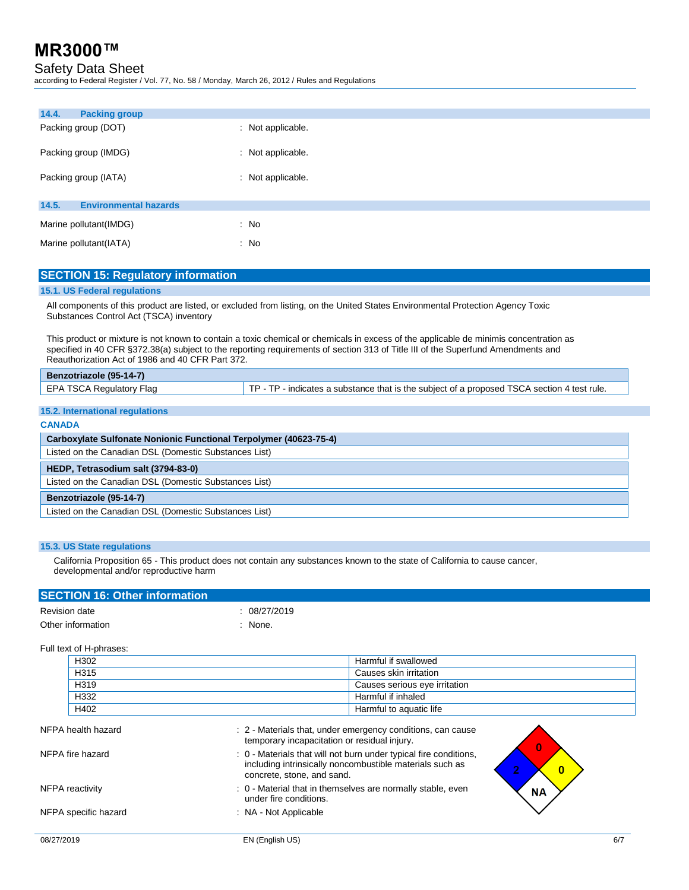### 14.4. Packing group

Packing group (DOT) : Not applicable.

Packing group (IMDG) : Not applicable.

Packing group (IATA) : Not applicable.

### 14.5. Environmental hazards

Marine pollutant(IMDG) : No

Marine pollutant(IATA) : No

## SECTION 15: Regulatory information

### 15.1. US Federal regulations

All components of this product are listed, or excluded from listing, on the United States Environmental Protection Agency Toxic Substances Control Act (TSCA) inventory

This product or mixture is not known to contain a toxic chemical or chemicals in excess of the applicable de minimis concentration as specified in 40 CFR §372.38(a) subject to the reporting requirements of section 313 of Title III of the Superfund Amendments and Reauthorization Act of 1986 and 40 CFR Part 372.

| **Benzotriazole (95-14-7)** | |
|---|---|
| EPA TSCA Regulatory Flag | TP - TP - indicates a substance that is the subject of a proposed TSCA section 4 test rule. |

### 15.2. International regulations

**CANADA**

| **Carboxylate Sulfonate Nonionic Functional Terpolymer (40623-75-4)** |
|---|
| Listed on the Canadian DSL (Domestic Substances List) |

| **HEDP, Tetrasodium salt (3794-83-0)** |
|---|
| Listed on the Canadian DSL (Domestic Substances List) |

| **Benzotriazole (95-14-7)** |
|---|
| Listed on the Canadian DSL (Domestic Substances List) |

### 15.3. US State regulations

California Proposition 65 - This product does not contain any substances known to the state of California to cause cancer, developmental and/or reproductive harm

## SECTION 16: Other information

Revision date : 08/27/2019

Other information : None.

Full text of H-phrases:

| | |
|---|---|
| H302 | Harmful if swallowed |
| H315 | Causes skin irritation |
| H319 | Causes serious eye irritation |
| H332 | Harmful if inhaled |
| H402 | Harmful to aquatic life |

NFPA health hazard : 2 - Materials that, under emergency conditions, can cause temporary incapacitation or residual injury.

NFPA fire hazard : 0 - Materials that will not burn under typical fire conditions, including intrinsically noncombustible materials such as concrete, stone, and sand.

NFPA reactivity : 0 - Material that in themselves are normally stable, even under fire conditions.

NFPA specific hazard : NA - Not Applicable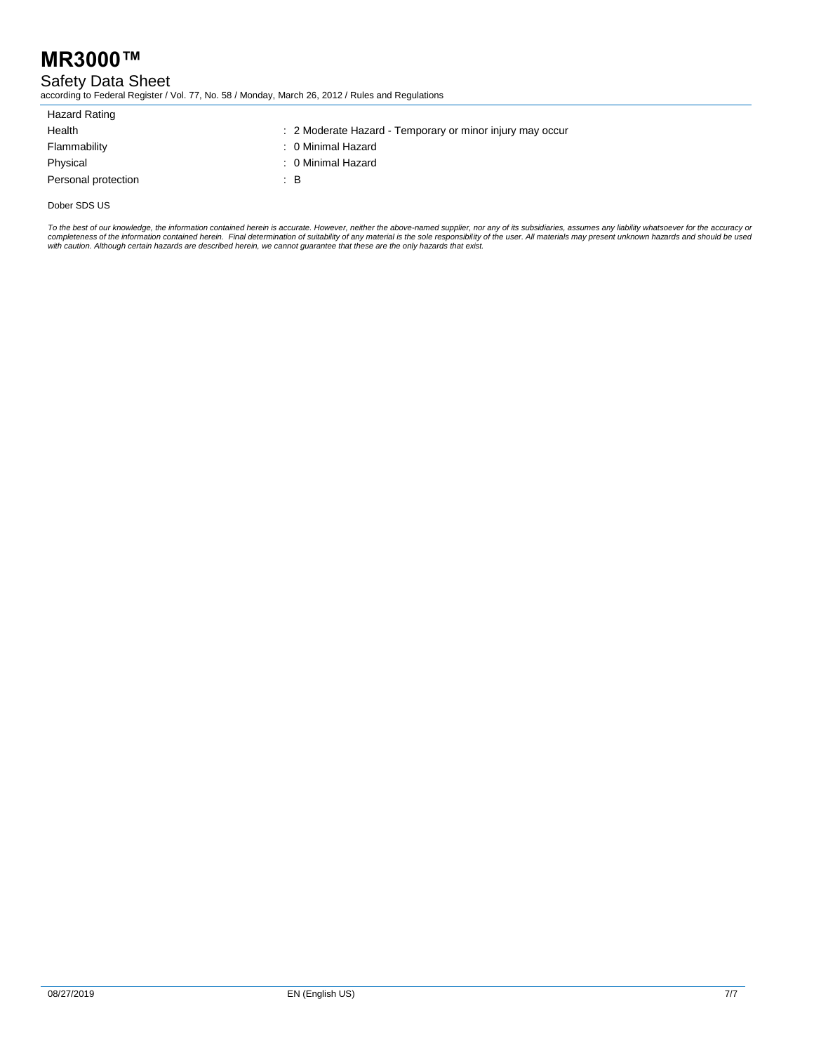| | |
|---|---|
| Hazard Rating | |
| Health | : 2 Moderate Hazard - Temporary or minor injury may occur |
| Flammability | : 0 Minimal Hazard |
| Physical | : 0 Minimal Hazard |
| Personal protection | : B |

Dober SDS US

*To the best of our knowledge, the information contained herein is accurate. However, neither the above-named supplier, nor any of its subsidiaries, assumes any liability whatsoever for the accuracy or completeness of the information contained herein. Final determination of suitability of any material is the sole responsibility of the user. All materials may present unknown hazards and should be used with caution. Although certain hazards are described herein, we cannot guarantee that these are the only hazards that exist.*